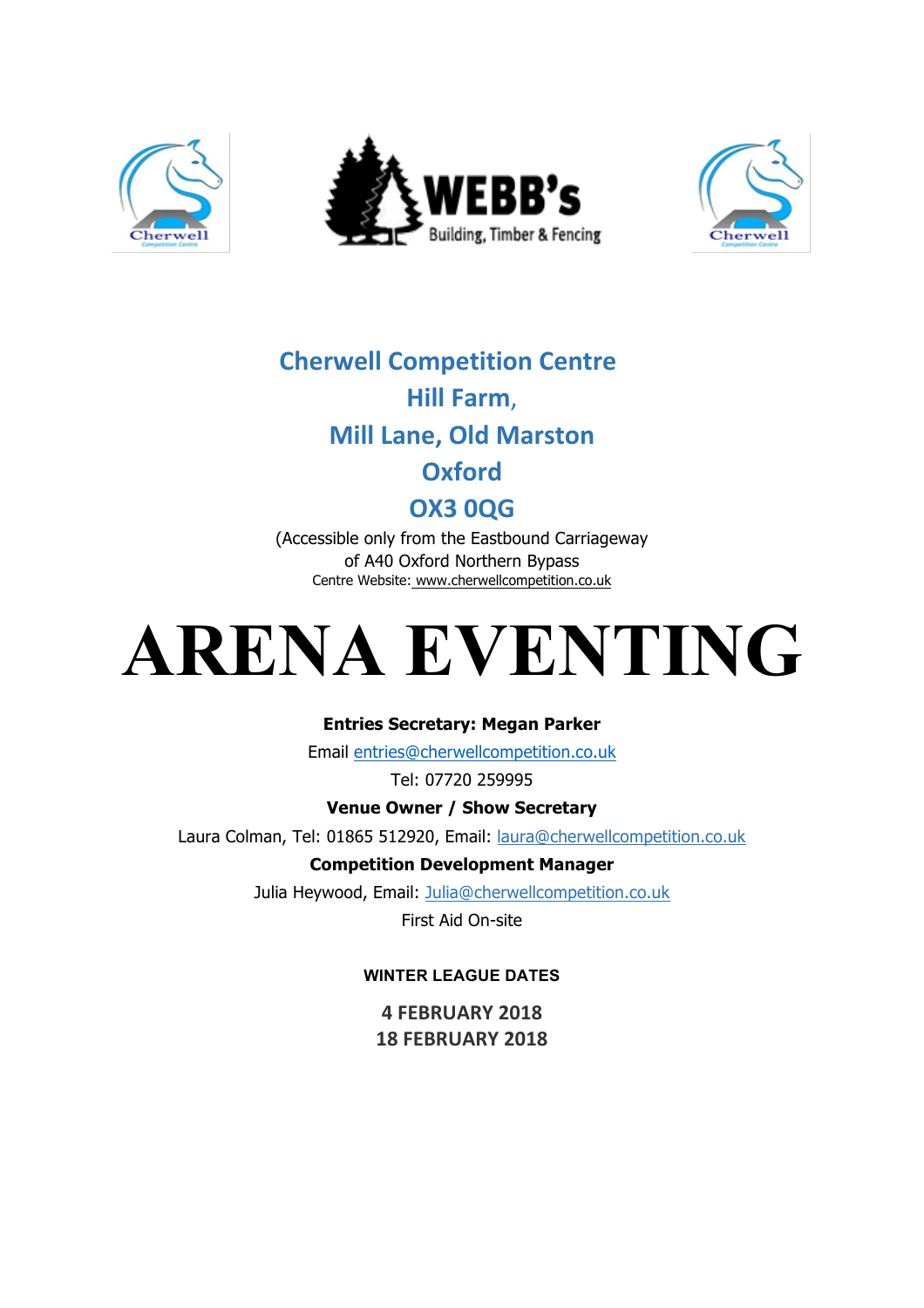Cherwell

WEBB's Building, Timber & Fencing

Cherwell

## Cherwell Competition Centre
## Hill Farm,
## Mill Lane, Old Marston
## Oxford
## OX3 0QG

(Accessible only from the Eastbound Carriageway
of A40 Oxford Northern Bypass

Centre Website: www.cherwellcompetition.co.uk

# ARENA EVENTING

**Entries Secretary: Megan Parker**

Email entries@cherwellcompetition.co.uk

Tel: 07720 259995

**Venue Owner / Show Secretary**

Laura Colman, Tel: 01865 512920, Email: laura@cherwellcompetition.co.uk

**Competition Development Manager**

Julia Heywood, Email: Julia@cherwellcompetition.co.uk

First Aid On-site

**WINTER LEAGUE DATES**

**4 FEBRUARY 2018**
**18 FEBRUARY 2018**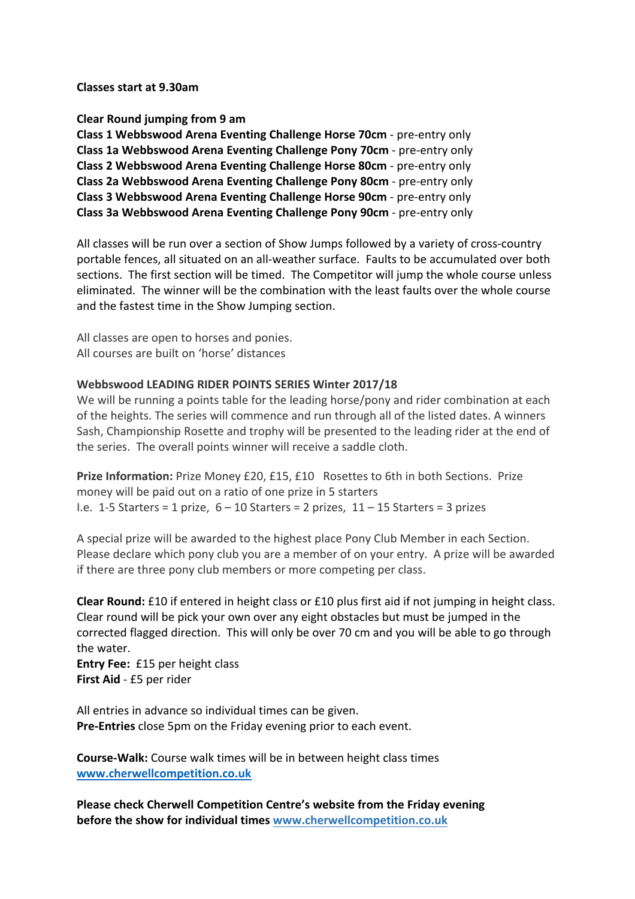**Classes start at 9.30am**

**Clear Round jumping from 9 am**
**Class 1 Webbswood Arena Eventing Challenge Horse 70cm** - pre-entry only
**Class 1a Webbswood Arena Eventing Challenge Pony 70cm** - pre-entry only
**Class 2 Webbswood Arena Eventing Challenge Horse 80cm** - pre-entry only
**Class 2a Webbswood Arena Eventing Challenge Pony 80cm** - pre-entry only
**Class 3 Webbswood Arena Eventing Challenge Horse 90cm** - pre-entry only
**Class 3a Webbswood Arena Eventing Challenge Pony 90cm** - pre-entry only

All classes will be run over a section of Show Jumps followed by a variety of cross-country portable fences, all situated on an all-weather surface. Faults to be accumulated over both sections. The first section will be timed. The Competitor will jump the whole course unless eliminated. The winner will be the combination with the least faults over the whole course and the fastest time in the Show Jumping section.

All classes are open to horses and ponies.
All courses are built on 'horse' distances

**Webbswood LEADING RIDER POINTS SERIES Winter 2017/18**
We will be running a points table for the leading horse/pony and rider combination at each of the heights. The series will commence and run through all of the listed dates. A winners Sash, Championship Rosette and trophy will be presented to the leading rider at the end of the series. The overall points winner will receive a saddle cloth.

**Prize Information:** Prize Money £20, £15, £10 Rosettes to 6th in both Sections. Prize money will be paid out on a ratio of one prize in 5 starters
I.e. 1-5 Starters = 1 prize, 6 – 10 Starters = 2 prizes, 11 – 15 Starters = 3 prizes

A special prize will be awarded to the highest place Pony Club Member in each Section. Please declare which pony club you are a member of on your entry. A prize will be awarded if there are three pony club members or more competing per class.

**Clear Round:** £10 if entered in height class or £10 plus first aid if not jumping in height class. Clear round will be pick your own over any eight obstacles but must be jumped in the corrected flagged direction. This will only be over 70 cm and you will be able to go through the water.
**Entry Fee:** £15 per height class
**First Aid** - £5 per rider

All entries in advance so individual times can be given.
**Pre-Entries** close 5pm on the Friday evening prior to each event.

**Course-Walk:** Course walk times will be in between height class times
**www.cherwellcompetition.co.uk**

**Please check Cherwell Competition Centre's website from the Friday evening before the show for individual times www.cherwellcompetition.co.uk**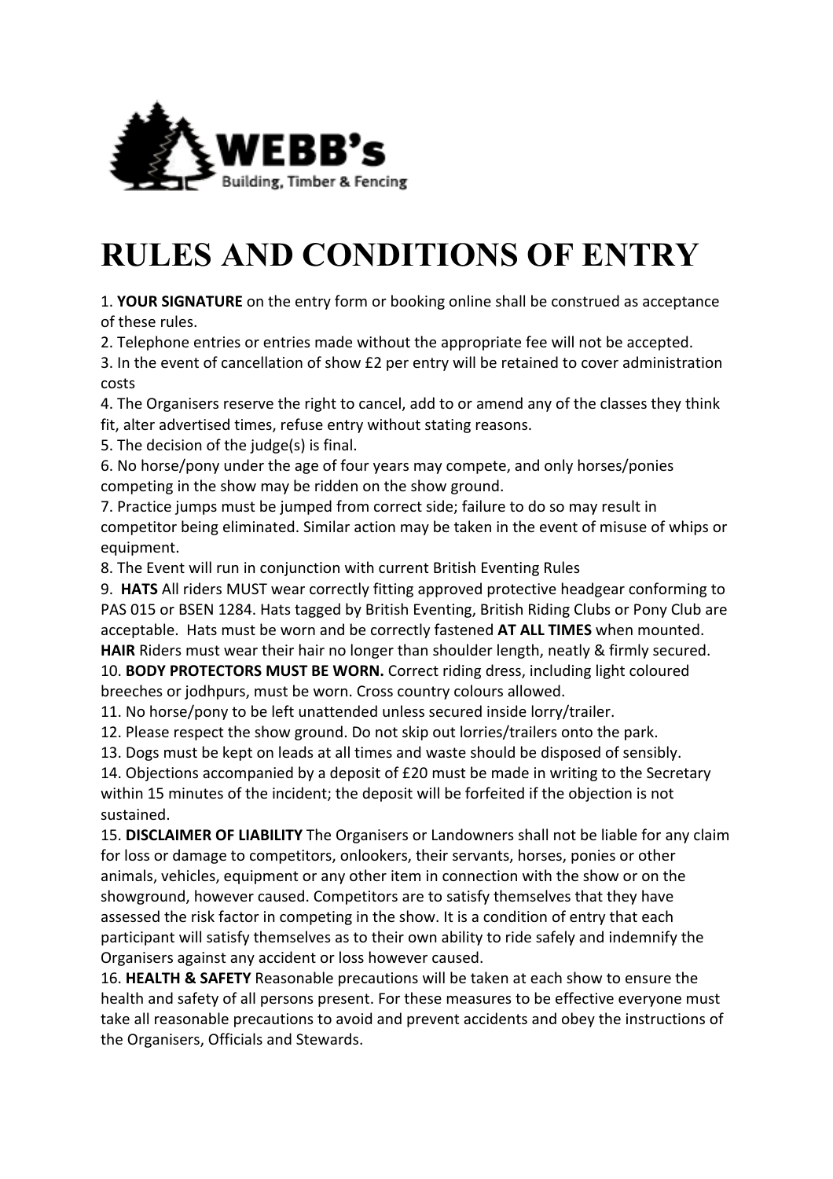# RULES AND CONDITIONS OF ENTRY

1. **YOUR SIGNATURE** on the entry form or booking online shall be construed as acceptance of these rules.
2. Telephone entries or entries made without the appropriate fee will not be accepted.
3. In the event of cancellation of show £2 per entry will be retained to cover administration costs
4. The Organisers reserve the right to cancel, add to or amend any of the classes they think fit, alter advertised times, refuse entry without stating reasons.
5. The decision of the judge(s) is final.
6. No horse/pony under the age of four years may compete, and only horses/ponies competing in the show may be ridden on the show ground.
7. Practice jumps must be jumped from correct side; failure to do so may result in competitor being eliminated. Similar action may be taken in the event of misuse of whips or equipment.
8. The Event will run in conjunction with current British Eventing Rules
9. **HATS** All riders MUST wear correctly fitting approved protective headgear conforming to PAS 015 or BSEN 1284. Hats tagged by British Eventing, British Riding Clubs or Pony Club are acceptable. Hats must be worn and be correctly fastened **AT ALL TIMES** when mounted. **HAIR** Riders must wear their hair no longer than shoulder length, neatly & firmly secured.
10. **BODY PROTECTORS MUST BE WORN.** Correct riding dress, including light coloured breeches or jodhpurs, must be worn. Cross country colours allowed.
11. No horse/pony to be left unattended unless secured inside lorry/trailer.
12. Please respect the show ground. Do not skip out lorries/trailers onto the park.
13. Dogs must be kept on leads at all times and waste should be disposed of sensibly.
14. Objections accompanied by a deposit of £20 must be made in writing to the Secretary within 15 minutes of the incident; the deposit will be forfeited if the objection is not sustained.
15. **DISCLAIMER OF LIABILITY** The Organisers or Landowners shall not be liable for any claim for loss or damage to competitors, onlookers, their servants, horses, ponies or other animals, vehicles, equipment or any other item in connection with the show or on the showground, however caused. Competitors are to satisfy themselves that they have assessed the risk factor in competing in the show. It is a condition of entry that each participant will satisfy themselves as to their own ability to ride safely and indemnify the Organisers against any accident or loss however caused.
16. **HEALTH & SAFETY** Reasonable precautions will be taken at each show to ensure the health and safety of all persons present. For these measures to be effective everyone must take all reasonable precautions to avoid and prevent accidents and obey the instructions of the Organisers, Officials and Stewards.